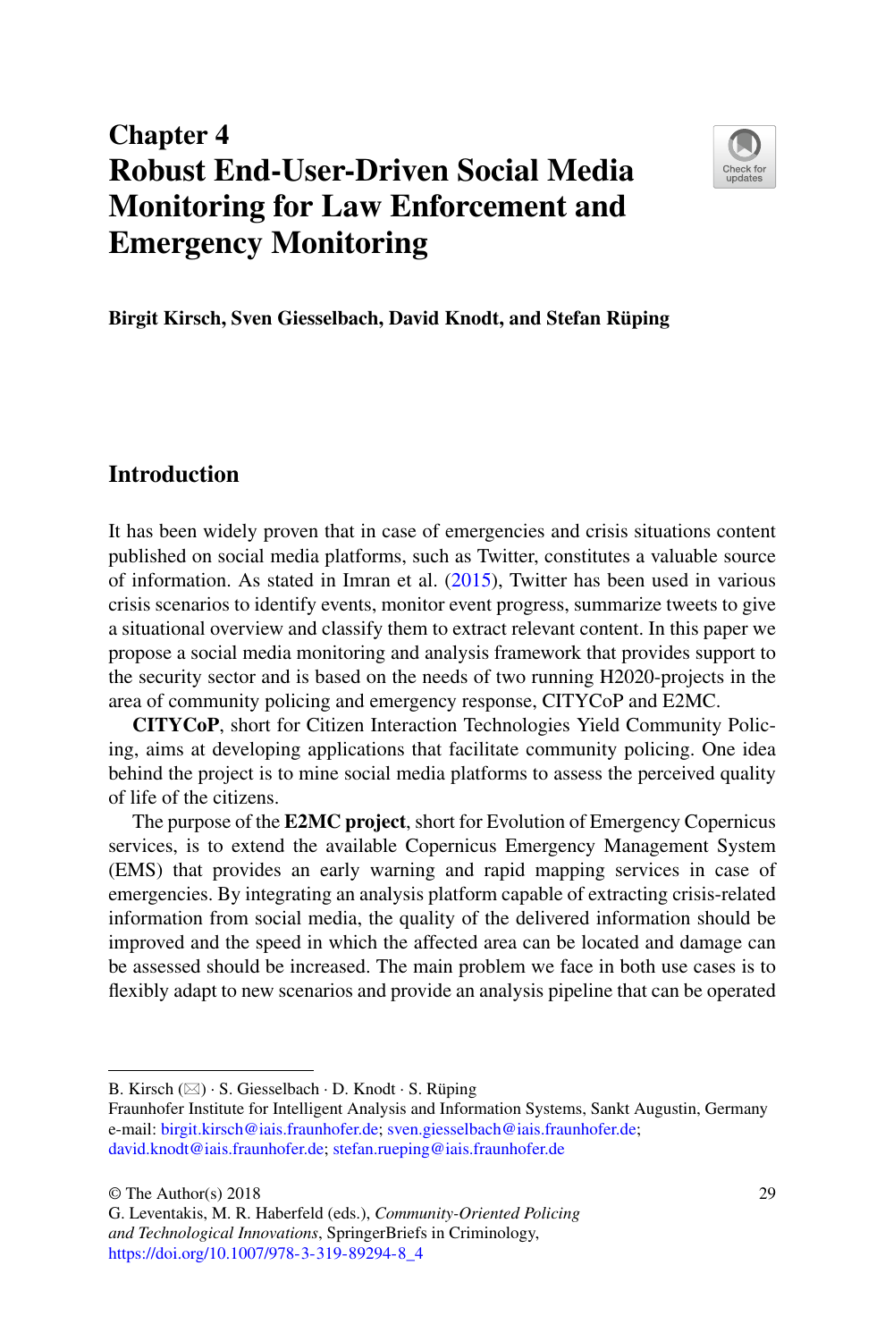# Chapter 4
# Robust End-User-Driven Social Media Monitoring for Law Enforcement and Emergency Monitoring

**Birgit Kirsch, Sven Giesselbach, David Knodt, and Stefan Rüping**

## Introduction

It has been widely proven that in case of emergencies and crisis situations content published on social media platforms, such as Twitter, constitutes a valuable source of information. As stated in Imran et al. (2015), Twitter has been used in various crisis scenarios to identify events, monitor event progress, summarize tweets to give a situational overview and classify them to extract relevant content. In this paper we propose a social media monitoring and analysis framework that provides support to the security sector and is based on the needs of two running H2020-projects in the area of community policing and emergency response, CITYCoP and E2MC.

**CITYCoP**, short for Citizen Interaction Technologies Yield Community Policing, aims at developing applications that facilitate community policing. One idea behind the project is to mine social media platforms to assess the perceived quality of life of the citizens.

The purpose of the **E2MC project**, short for Evolution of Emergency Copernicus services, is to extend the available Copernicus Emergency Management System (EMS) that provides an early warning and rapid mapping services in case of emergencies. By integrating an analysis platform capable of extracting crisis-related information from social media, the quality of the delivered information should be improved and the speed in which the affected area can be located and damage can be assessed should be increased. The main problem we face in both use cases is to flexibly adapt to new scenarios and provide an analysis pipeline that can be operated

---

B. Kirsch (✉) · S. Giesselbach · D. Knodt · S. Rüping
Fraunhofer Institute for Intelligent Analysis and Information Systems, Sankt Augustin, Germany
e-mail: birgit.kirsch@iais.fraunhofer.de; sven.giesselbach@iais.fraunhofer.de; david.knodt@iais.fraunhofer.de; stefan.rueping@iais.fraunhofer.de

© The Author(s) 2018
G. Leventakis, M. R. Haberfeld (eds.), *Community-Oriented Policing and Technological Innovations*, SpringerBriefs in Criminology,
https://doi.org/10.1007/978-3-319-89294-8_4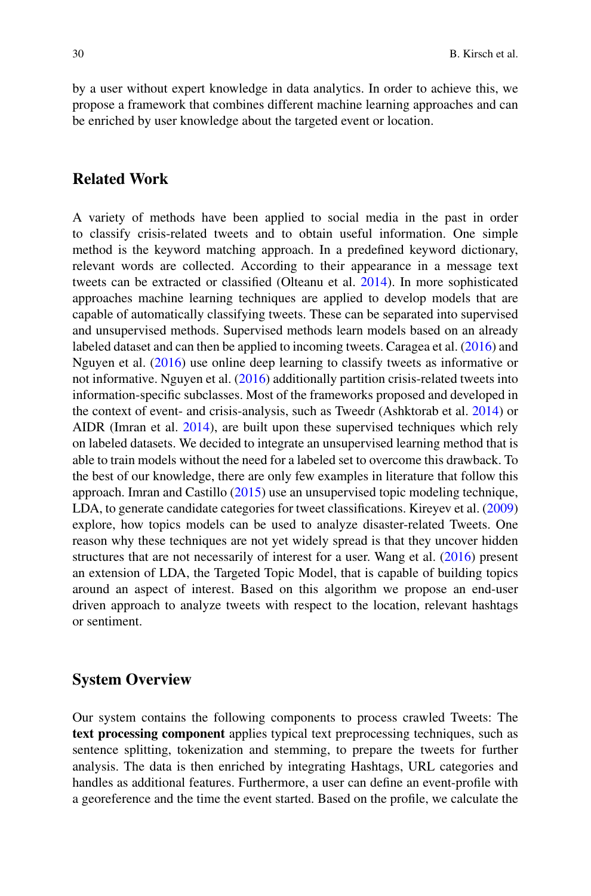by a user without expert knowledge in data analytics. In order to achieve this, we propose a framework that combines different machine learning approaches and can be enriched by user knowledge about the targeted event or location.

## Related Work

A variety of methods have been applied to social media in the past in order to classify crisis-related tweets and to obtain useful information. One simple method is the keyword matching approach. In a predefined keyword dictionary, relevant words are collected. According to their appearance in a message text tweets can be extracted or classified (Olteanu et al. 2014). In more sophisticated approaches machine learning techniques are applied to develop models that are capable of automatically classifying tweets. These can be separated into supervised and unsupervised methods. Supervised methods learn models based on an already labeled dataset and can then be applied to incoming tweets. Caragea et al. (2016) and Nguyen et al. (2016) use online deep learning to classify tweets as informative or not informative. Nguyen et al. (2016) additionally partition crisis-related tweets into information-specific subclasses. Most of the frameworks proposed and developed in the context of event- and crisis-analysis, such as Tweedr (Ashktorab et al. 2014) or AIDR (Imran et al. 2014), are built upon these supervised techniques which rely on labeled datasets. We decided to integrate an unsupervised learning method that is able to train models without the need for a labeled set to overcome this drawback. To the best of our knowledge, there are only few examples in literature that follow this approach. Imran and Castillo (2015) use an unsupervised topic modeling technique, LDA, to generate candidate categories for tweet classifications. Kireyev et al. (2009) explore, how topics models can be used to analyze disaster-related Tweets. One reason why these techniques are not yet widely spread is that they uncover hidden structures that are not necessarily of interest for a user. Wang et al. (2016) present an extension of LDA, the Targeted Topic Model, that is capable of building topics around an aspect of interest. Based on this algorithm we propose an end-user driven approach to analyze tweets with respect to the location, relevant hashtags or sentiment.

## System Overview

Our system contains the following components to process crawled Tweets: The **text processing component** applies typical text preprocessing techniques, such as sentence splitting, tokenization and stemming, to prepare the tweets for further analysis. The data is then enriched by integrating Hashtags, URL categories and handles as additional features. Furthermore, a user can define an event-profile with a georeference and the time the event started. Based on the profile, we calculate the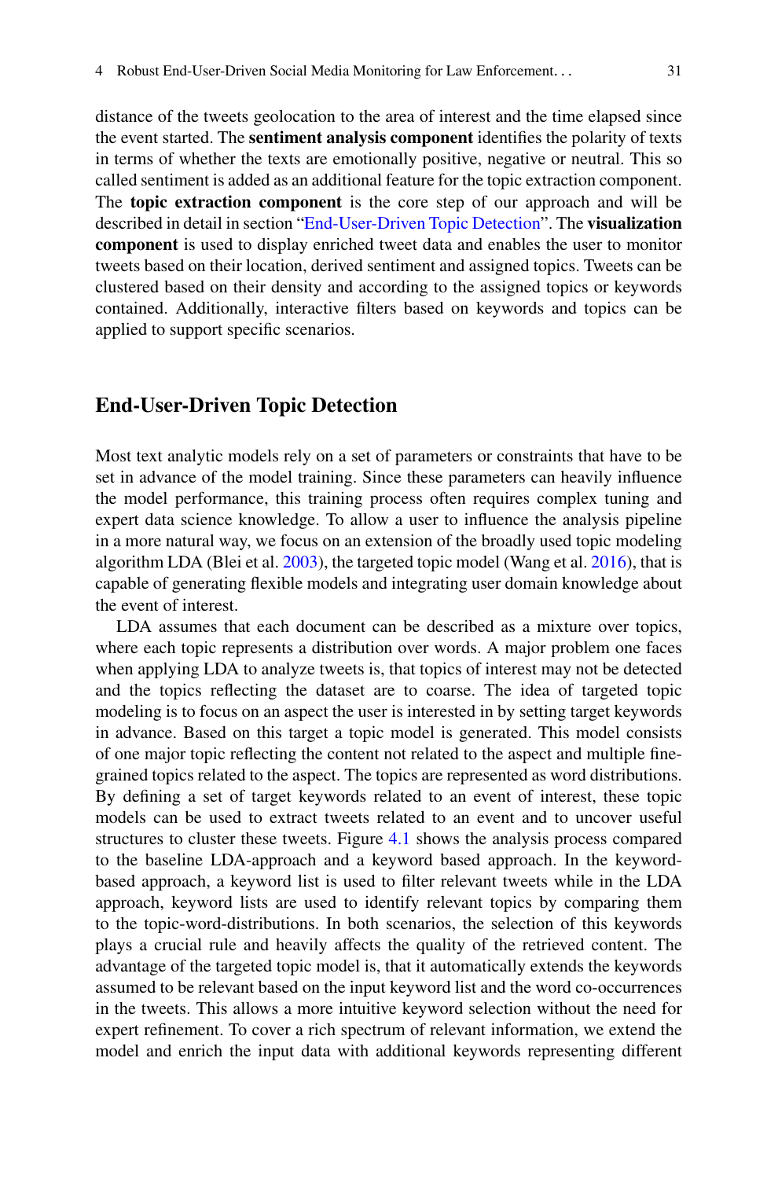distance of the tweets geolocation to the area of interest and the time elapsed since the event started. The **sentiment analysis component** identifies the polarity of texts in terms of whether the texts are emotionally positive, negative or neutral. This so called sentiment is added as an additional feature for the topic extraction component. The **topic extraction component** is the core step of our approach and will be described in detail in section "End-User-Driven Topic Detection". The **visualization component** is used to display enriched tweet data and enables the user to monitor tweets based on their location, derived sentiment and assigned topics. Tweets can be clustered based on their density and according to the assigned topics or keywords contained. Additionally, interactive filters based on keywords and topics can be applied to support specific scenarios.

## End-User-Driven Topic Detection

Most text analytic models rely on a set of parameters or constraints that have to be set in advance of the model training. Since these parameters can heavily influence the model performance, this training process often requires complex tuning and expert data science knowledge. To allow a user to influence the analysis pipeline in a more natural way, we focus on an extension of the broadly used topic modeling algorithm LDA (Blei et al. 2003), the targeted topic model (Wang et al. 2016), that is capable of generating flexible models and integrating user domain knowledge about the event of interest.

LDA assumes that each document can be described as a mixture over topics, where each topic represents a distribution over words. A major problem one faces when applying LDA to analyze tweets is, that topics of interest may not be detected and the topics reflecting the dataset are to coarse. The idea of targeted topic modeling is to focus on an aspect the user is interested in by setting target keywords in advance. Based on this target a topic model is generated. This model consists of one major topic reflecting the content not related to the aspect and multiple fine-grained topics related to the aspect. The topics are represented as word distributions. By defining a set of target keywords related to an event of interest, these topic models can be used to extract tweets related to an event and to uncover useful structures to cluster these tweets. Figure 4.1 shows the analysis process compared to the baseline LDA-approach and a keyword based approach. In the keyword-based approach, a keyword list is used to filter relevant tweets while in the LDA approach, keyword lists are used to identify relevant topics by comparing them to the topic-word-distributions. In both scenarios, the selection of this keywords plays a crucial rule and heavily affects the quality of the retrieved content. The advantage of the targeted topic model is, that it automatically extends the keywords assumed to be relevant based on the input keyword list and the word co-occurrences in the tweets. This allows a more intuitive keyword selection without the need for expert refinement. To cover a rich spectrum of relevant information, we extend the model and enrich the input data with additional keywords representing different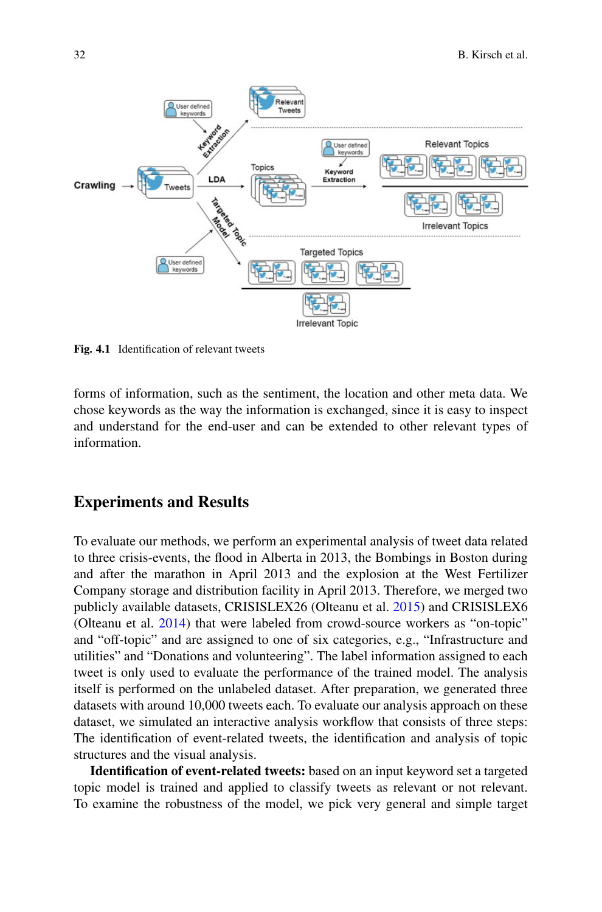Fig. 4.1 Identification of relevant tweets

forms of information, such as the sentiment, the location and other meta data. We chose keywords as the way the information is exchanged, since it is easy to inspect and understand for the end-user and can be extended to other relevant types of information.

## Experiments and Results

To evaluate our methods, we perform an experimental analysis of tweet data related to three crisis-events, the flood in Alberta in 2013, the Bombings in Boston during and after the marathon in April 2013 and the explosion at the West Fertilizer Company storage and distribution facility in April 2013. Therefore, we merged two publicly available datasets, CRISISLEX26 (Olteanu et al. 2015) and CRISISLEX6 (Olteanu et al. 2014) that were labeled from crowd-source workers as "on-topic" and "off-topic" and are assigned to one of six categories, e.g., "Infrastructure and utilities" and "Donations and volunteering". The label information assigned to each tweet is only used to evaluate the performance of the trained model. The analysis itself is performed on the unlabeled dataset. After preparation, we generated three datasets with around 10,000 tweets each. To evaluate our analysis approach on these dataset, we simulated an interactive analysis workflow that consists of three steps: The identification of event-related tweets, the identification and analysis of topic structures and the visual analysis.

**Identification of event-related tweets:** based on an input keyword set a targeted topic model is trained and applied to classify tweets as relevant or not relevant. To examine the robustness of the model, we pick very general and simple target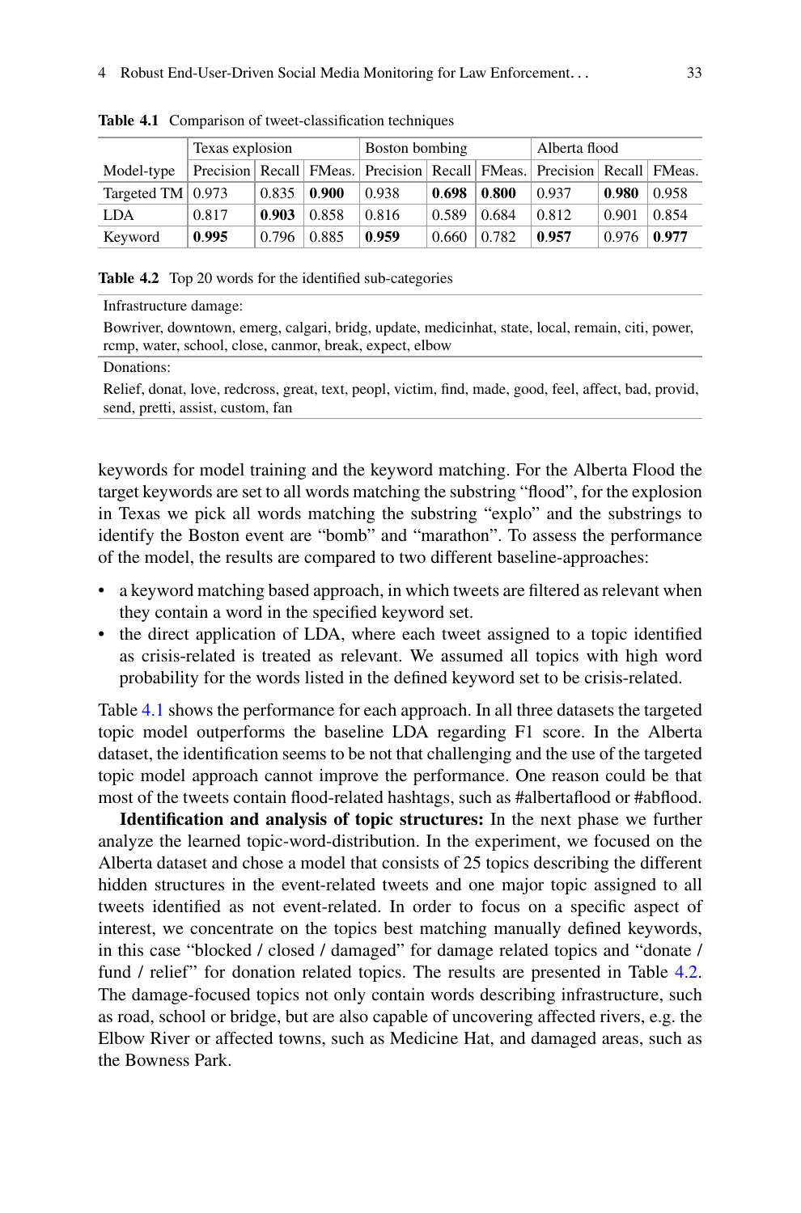**Table 4.1** Comparison of tweet-classification techniques

| | Texas explosion | | | Boston bombing | | | Alberta flood | | |
|---|---|---|---|---|---|---|---|---|---|
| Model-type | Precision | Recall | FMeas. | Precision | Recall | FMeas. | Precision | Recall | FMeas. |
| Targeted TM | 0.973 | 0.835 | **0.900** | 0.938 | **0.698** | **0.800** | 0.937 | **0.980** | 0.958 |
| LDA | 0.817 | **0.903** | 0.858 | 0.816 | 0.589 | 0.684 | 0.812 | 0.901 | 0.854 |
| Keyword | **0.995** | 0.796 | 0.885 | **0.959** | 0.660 | 0.782 | **0.957** | 0.976 | **0.977** |

**Table 4.2** Top 20 words for the identified sub-categories

| |
|---|
| Infrastructure damage: |
| Bowriver, downtown, emerg, calgari, bridg, update, medicinhat, state, local, remain, citi, power, rcmp, water, school, close, canmor, break, expect, elbow |
| Donations: |
| Relief, donat, love, redcross, great, text, peopl, victim, find, made, good, feel, affect, bad, provid, send, pretti, assist, custom, fan |

keywords for model training and the keyword matching. For the Alberta Flood the target keywords are set to all words matching the substring "flood", for the explosion in Texas we pick all words matching the substring "explo" and the substrings to identify the Boston event are "bomb" and "marathon". To assess the performance of the model, the results are compared to two different baseline-approaches:

- a keyword matching based approach, in which tweets are filtered as relevant when they contain a word in the specified keyword set.
- the direct application of LDA, where each tweet assigned to a topic identified as crisis-related is treated as relevant. We assumed all topics with high word probability for the words listed in the defined keyword set to be crisis-related.

Table 4.1 shows the performance for each approach. In all three datasets the targeted topic model outperforms the baseline LDA regarding F1 score. In the Alberta dataset, the identification seems to be not that challenging and the use of the targeted topic model approach cannot improve the performance. One reason could be that most of the tweets contain flood-related hashtags, such as #albertaflood or #abflood.

**Identification and analysis of topic structures:** In the next phase we further analyze the learned topic-word-distribution. In the experiment, we focused on the Alberta dataset and chose a model that consists of 25 topics describing the different hidden structures in the event-related tweets and one major topic assigned to all tweets identified as not event-related. In order to focus on a specific aspect of interest, we concentrate on the topics best matching manually defined keywords, in this case "blocked / closed / damaged" for damage related topics and "donate / fund / relief" for donation related topics. The results are presented in Table 4.2. The damage-focused topics not only contain words describing infrastructure, such as road, school or bridge, but are also capable of uncovering affected rivers, e.g. the Elbow River or affected towns, such as Medicine Hat, and damaged areas, such as the Bowness Park.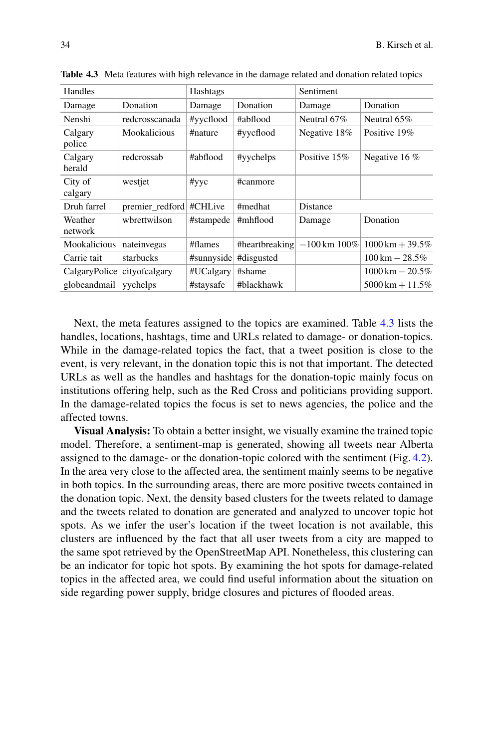**Table 4.3** Meta features with high relevance in the damage related and donation related topics

| Handles | | Hashtags | | Sentiment | |
|---|---|---|---|---|---|
| Damage | Donation | Damage | Donation | Damage | Donation |
| Nenshi | redcrosscanada | #yycflood | #abflood | Neutral 67% | Neutral 65% |
| Calgary police | Mookalicious | #nature | #yycflood | Negative 18% | Positive 19% |
| Calgary herald | redcrossab | #abflood | #yychelps | Positive 15% | Negative 16 % |
| City of calgary | westjet | #yyc | #canmore | | |
| Druh farrel | premier_redford | #CHLive | #medhat | Distance | |
| Weather network | wbrettwilson | #stampede | #mhflood | Damage | Donation |
| Mookalicious | nateinvegas | #flames | #heartbreaking | −100 km 100% | 1000 km + 39.5% |
| Carrie tait | starbucks | #sunnyside | #disgusted | | 100 km − 28.5% |
| CalgaryPolice | cityofcalgary | #UCalgary | #shame | | 1000 km − 20.5% |
| globeandmail | yychelps | #staysafe | #blackhawk | | 5000 km + 11.5% |

Next, the meta features assigned to the topics are examined. Table 4.3 lists the handles, locations, hashtags, time and URLs related to damage- or donation-topics. While in the damage-related topics the fact, that a tweet position is close to the event, is very relevant, in the donation topic this is not that important. The detected URLs as well as the handles and hashtags for the donation-topic mainly focus on institutions offering help, such as the Red Cross and politicians providing support. In the damage-related topics the focus is set to news agencies, the police and the affected towns.

**Visual Analysis:** To obtain a better insight, we visually examine the trained topic model. Therefore, a sentiment-map is generated, showing all tweets near Alberta assigned to the damage- or the donation-topic colored with the sentiment (Fig. 4.2). In the area very close to the affected area, the sentiment mainly seems to be negative in both topics. In the surrounding areas, there are more positive tweets contained in the donation topic. Next, the density based clusters for the tweets related to damage and the tweets related to donation are generated and analyzed to uncover topic hot spots. As we infer the user's location if the tweet location is not available, this clusters are influenced by the fact that all user tweets from a city are mapped to the same spot retrieved by the OpenStreetMap API. Nonetheless, this clustering can be an indicator for topic hot spots. By examining the hot spots for damage-related topics in the affected area, we could find useful information about the situation on side regarding power supply, bridge closures and pictures of flooded areas.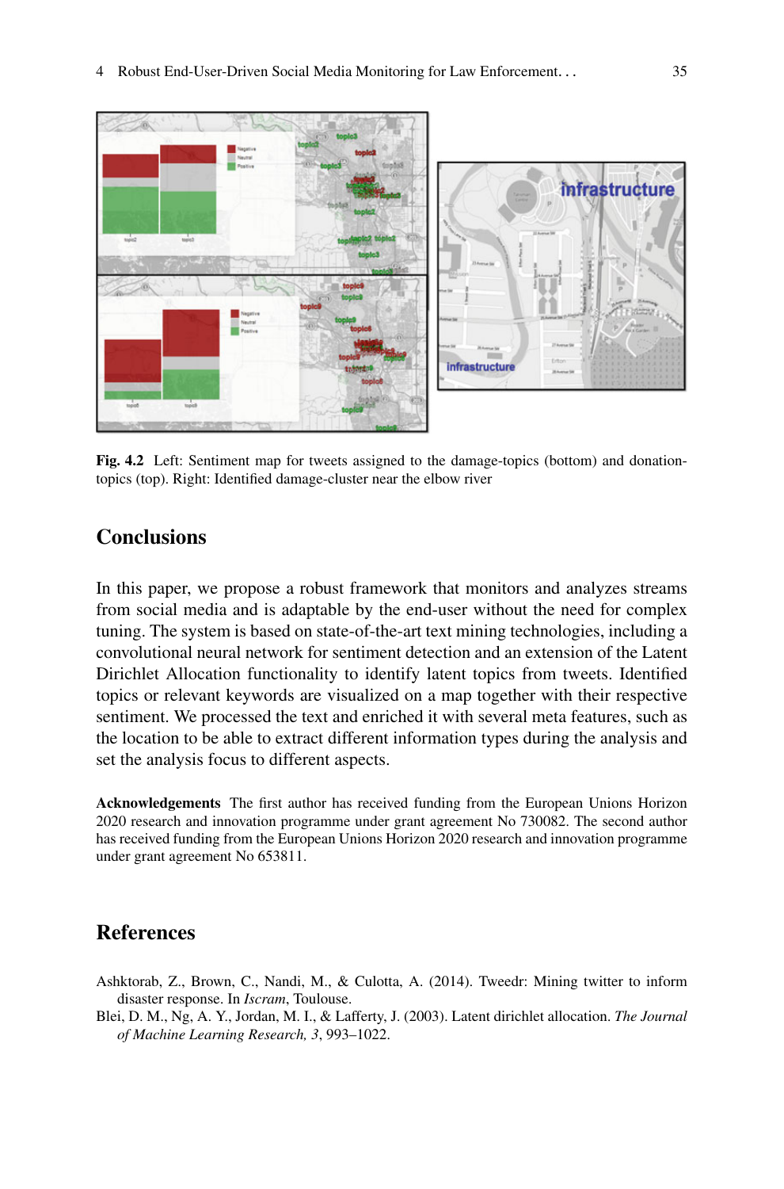Fig. 4.2 Left: Sentiment map for tweets assigned to the damage-topics (bottom) and donation-topics (top). Right: Identified damage-cluster near the elbow river

## Conclusions

In this paper, we propose a robust framework that monitors and analyzes streams from social media and is adaptable by the end-user without the need for complex tuning. The system is based on state-of-the-art text mining technologies, including a convolutional neural network for sentiment detection and an extension of the Latent Dirichlet Allocation functionality to identify latent topics from tweets. Identified topics or relevant keywords are visualized on a map together with their respective sentiment. We processed the text and enriched it with several meta features, such as the location to be able to extract different information types during the analysis and set the analysis focus to different aspects.

**Acknowledgements** The first author has received funding from the European Unions Horizon 2020 research and innovation programme under grant agreement No 730082. The second author has received funding from the European Unions Horizon 2020 research and innovation programme under grant agreement No 653811.

## References

Ashktorab, Z., Brown, C., Nandi, M., & Culotta, A. (2014). Tweedr: Mining twitter to inform disaster response. In *Iscram*, Toulouse.

Blei, D. M., Ng, A. Y., Jordan, M. I., & Lafferty, J. (2003). Latent dirichlet allocation. *The Journal of Machine Learning Research, 3*, 993–1022.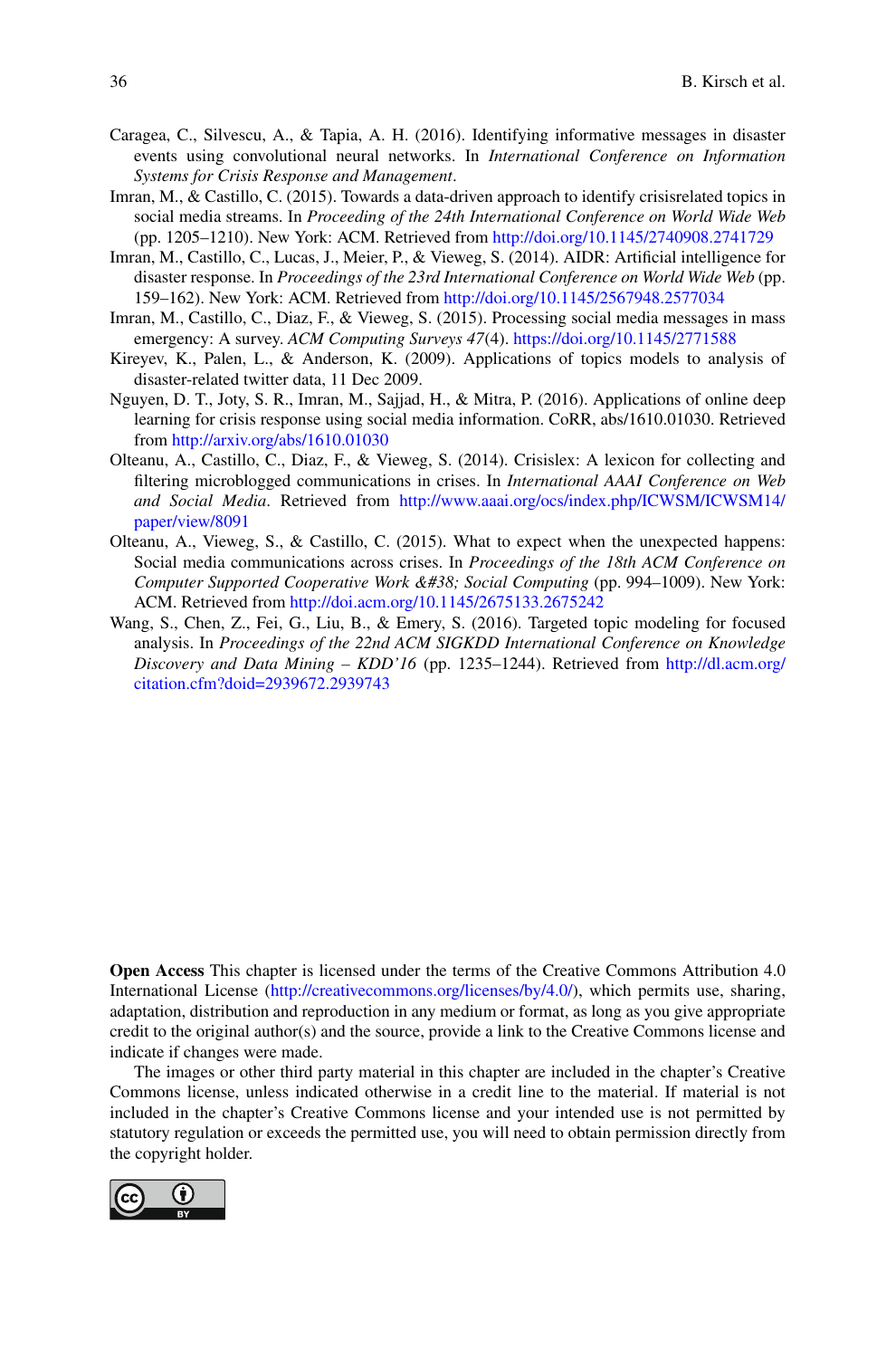Caragea, C., Silvescu, A., & Tapia, A. H. (2016). Identifying informative messages in disaster events using convolutional neural networks. In *International Conference on Information Systems for Crisis Response and Management*.

Imran, M., & Castillo, C. (2015). Towards a data-driven approach to identify crisisrelated topics in social media streams. In *Proceeding of the 24th International Conference on World Wide Web* (pp. 1205–1210). New York: ACM. Retrieved from http://doi.org/10.1145/2740908.2741729

Imran, M., Castillo, C., Lucas, J., Meier, P., & Vieweg, S. (2014). AIDR: Artificial intelligence for disaster response. In *Proceedings of the 23rd International Conference on World Wide Web* (pp. 159–162). New York: ACM. Retrieved from http://doi.org/10.1145/2567948.2577034

Imran, M., Castillo, C., Diaz, F., & Vieweg, S. (2015). Processing social media messages in mass emergency: A survey. *ACM Computing Surveys 47*(4). https://doi.org/10.1145/2771588

Kireyev, K., Palen, L., & Anderson, K. (2009). Applications of topics models to analysis of disaster-related twitter data, 11 Dec 2009.

Nguyen, D. T., Joty, S. R., Imran, M., Sajjad, H., & Mitra, P. (2016). Applications of online deep learning for crisis response using social media information. CoRR, abs/1610.01030. Retrieved from http://arxiv.org/abs/1610.01030

Olteanu, A., Castillo, C., Diaz, F., & Vieweg, S. (2014). Crisislex: A lexicon for collecting and filtering microblogged communications in crises. In *International AAAI Conference on Web and Social Media*. Retrieved from http://www.aaai.org/ocs/index.php/ICWSM/ICWSM14/paper/view/8091

Olteanu, A., Vieweg, S., & Castillo, C. (2015). What to expect when the unexpected happens: Social media communications across crises. In *Proceedings of the 18th ACM Conference on Computer Supported Cooperative Work &#38; Social Computing* (pp. 994–1009). New York: ACM. Retrieved from http://doi.acm.org/10.1145/2675133.2675242

Wang, S., Chen, Z., Fei, G., Liu, B., & Emery, S. (2016). Targeted topic modeling for focused analysis. In *Proceedings of the 22nd ACM SIGKDD International Conference on Knowledge Discovery and Data Mining – KDD'16* (pp. 1235–1244). Retrieved from http://dl.acm.org/citation.cfm?doid=2939672.2939743

**Open Access** This chapter is licensed under the terms of the Creative Commons Attribution 4.0 International License (http://creativecommons.org/licenses/by/4.0/), which permits use, sharing, adaptation, distribution and reproduction in any medium or format, as long as you give appropriate credit to the original author(s) and the source, provide a link to the Creative Commons license and indicate if changes were made.

The images or other third party material in this chapter are included in the chapter's Creative Commons license, unless indicated otherwise in a credit line to the material. If material is not included in the chapter's Creative Commons license and your intended use is not permitted by statutory regulation or exceeds the permitted use, you will need to obtain permission directly from the copyright holder.